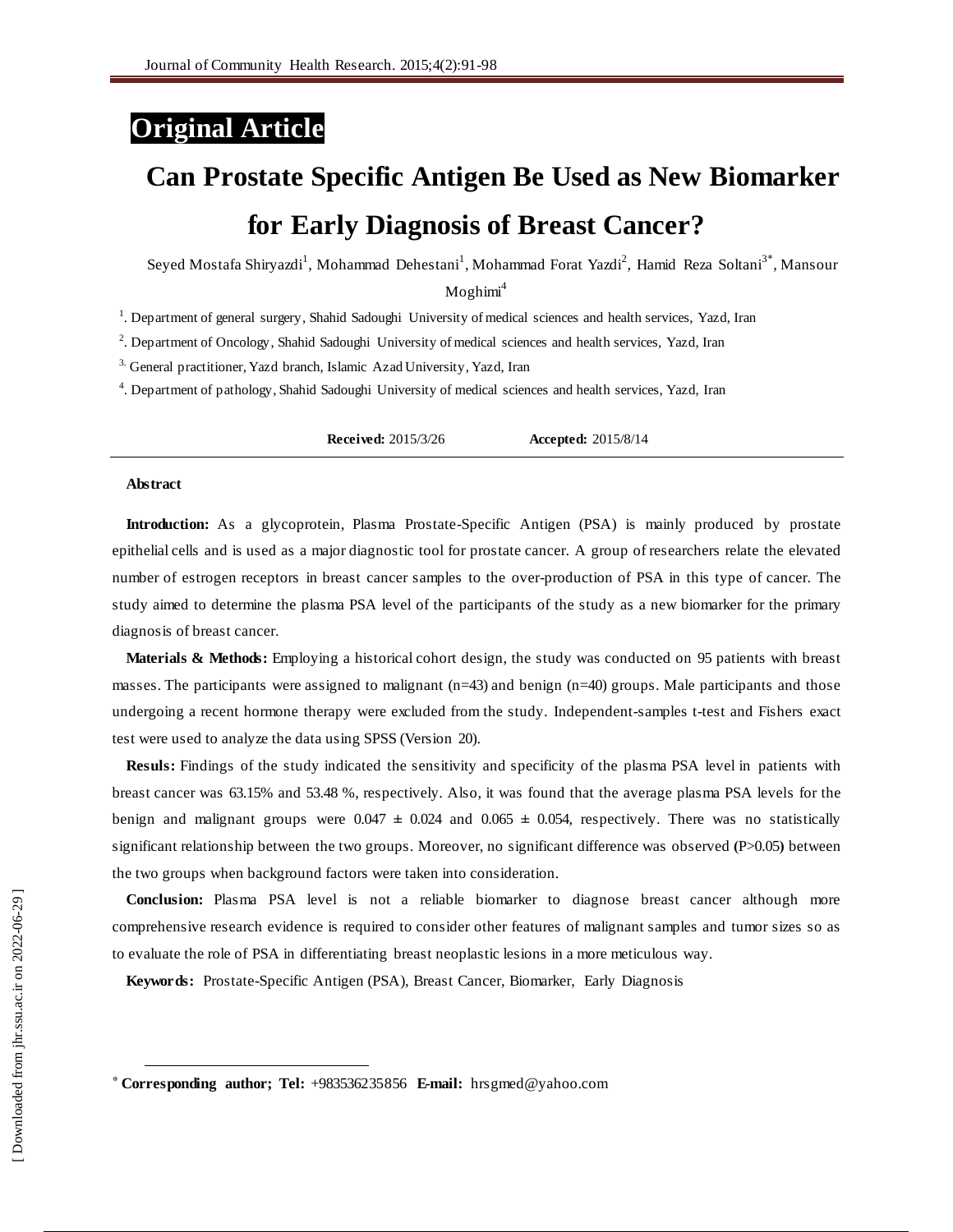Original Article

# Can Prostate Specific Antigen Be Used as New Biomarker for Early Diagnosis of Breast Cancer?

Seyed Mostafa Shiryazdi[1], Mohammad Dehestani[1], Mohammad Forat Yazdi[2], Hamid Reza Soltani[3*], Mansour Moghimi[4]

[1]. Department of general surgery, Shahid Sadoughi University of medical sciences and health services, Yazd, Iran

[2]. Department of Oncology, Shahid Sadoughi University of medical sciences and health services, Yazd, Iran

[3]. General practitioner, Yazd branch, Islamic Azad University, Yazd, Iran

[4]. Department of pathology, Shahid Sadoughi University of medical sciences and health services, Yazd, Iran

**Received:** 2015/3/26 **Accepted:** 2015/8/14

## Abstract

**Introduction:** As a glycoprotein, Plasma Prostate-Specific Antigen (PSA) is mainly produced by prostate epithelial cells and is used as a major diagnostic tool for prostate cancer. A group of researchers relate the elevated number of estrogen receptors in breast cancer samples to the over-production of PSA in this type of cancer. The study aimed to determine the plasma PSA level of the participants of the study as a new biomarker for the primary diagnosis of breast cancer.

**Materials & Methods:** Employing a historical cohort design, the study was conducted on 95 patients with breast masses. The participants were assigned to malignant (n=43) and benign (n=40) groups. Male participants and those undergoing a recent hormone therapy were excluded from the study. Independent-samples t-test and Fishers exact test were used to analyze the data using SPSS (Version 20).

**Resuls:** Findings of the study indicated the sensitivity and specificity of the plasma PSA level in patients with breast cancer was 63.15% and 53.48 %, respectively. Also, it was found that the average plasma PSA levels for the benign and malignant groups were $0.047 \pm 0.024$ and $0.065 \pm 0.054$, respectively. There was no statistically significant relationship between the two groups. Moreover, no significant difference was observed ($P>0.05$) between the two groups when background factors were taken into consideration.

**Conclusion:** Plasma PSA level is not a reliable biomarker to diagnose breast cancer although more comprehensive research evidence is required to consider other features of malignant samples and tumor sizes so as to evaluate the role of PSA in differentiating breast neoplastic lesions in a more meticulous way.

**Keywords:** Prostate-Specific Antigen (PSA), Breast Cancer, Biomarker, Early Diagnosis

* **Corresponding author; Tel:** +983536235856 **E-mail:** hrsgmed@yahoo.com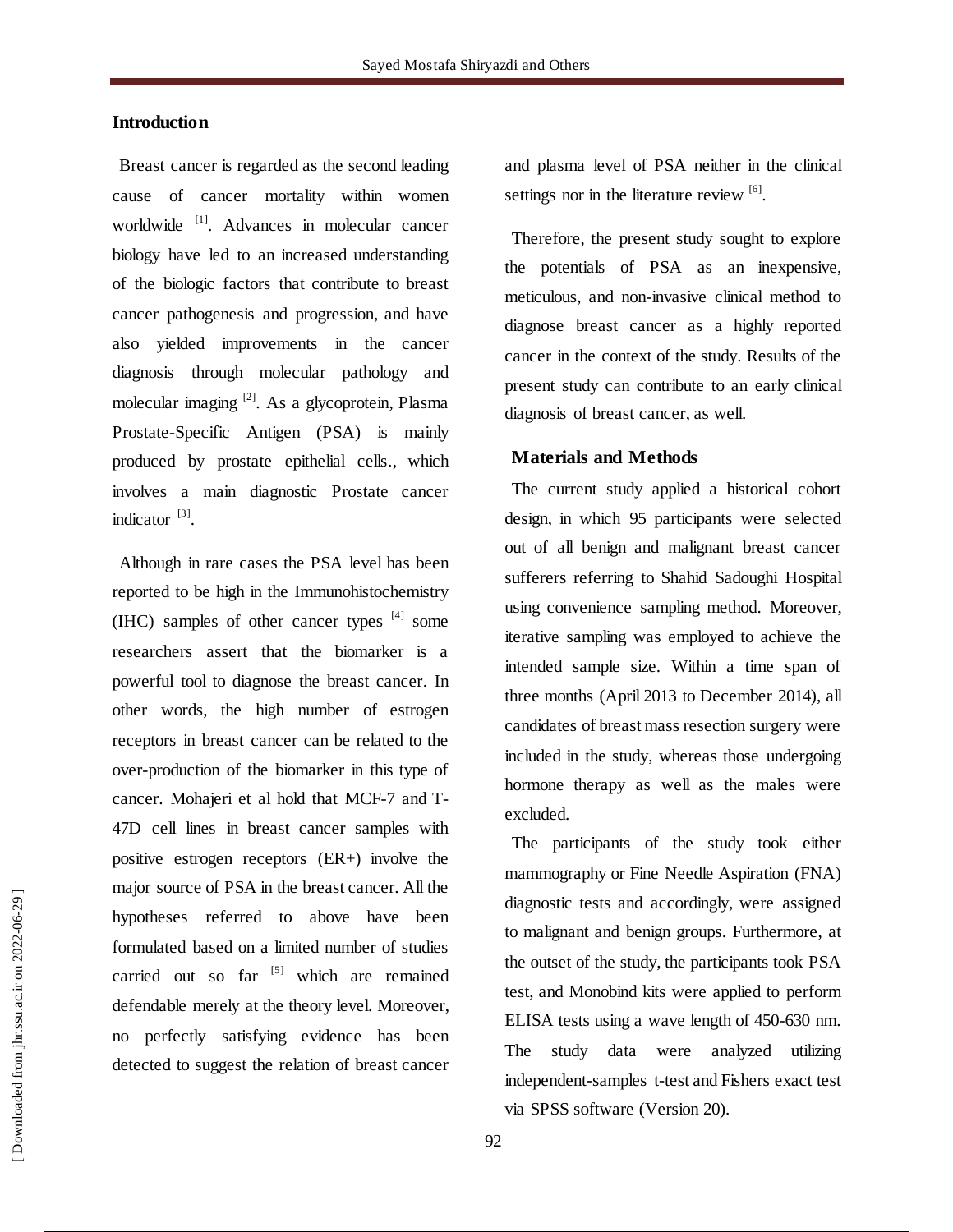## Introduction

Breast cancer is regarded as the second leading cause of cancer mortality within women worldwide [1]. Advances in molecular cancer biology have led to an increased understanding of the biologic factors that contribute to breast cancer pathogenesis and progression, and have also yielded improvements in the cancer diagnosis through molecular pathology and molecular imaging [2]. As a glycoprotein, Plasma Prostate-Specific Antigen (PSA) is mainly produced by prostate epithelial cells., which involves a main diagnostic Prostate cancer indicator [3].

Although in rare cases the PSA level has been reported to be high in the Immunohistochemistry (IHC) samples of other cancer types [4] some researchers assert that the biomarker is a powerful tool to diagnose the breast cancer. In other words, the high number of estrogen receptors in breast cancer can be related to the over-production of the biomarker in this type of cancer. Mohajeri et al hold that MCF-7 and T-47D cell lines in breast cancer samples with positive estrogen receptors (ER+) involve the major source of PSA in the breast cancer. All the hypotheses referred to above have been formulated based on a limited number of studies carried out so far [5] which are remained defendable merely at the theory level. Moreover, no perfectly satisfying evidence has been detected to suggest the relation of breast cancer and plasma level of PSA neither in the clinical settings nor in the literature review [6].

Therefore, the present study sought to explore the potentials of PSA as an inexpensive, meticulous, and non-invasive clinical method to diagnose breast cancer as a highly reported cancer in the context of the study. Results of the present study can contribute to an early clinical diagnosis of breast cancer, as well.

## Materials and Methods

The current study applied a historical cohort design, in which 95 participants were selected out of all benign and malignant breast cancer sufferers referring to Shahid Sadoughi Hospital using convenience sampling method. Moreover, iterative sampling was employed to achieve the intended sample size. Within a time span of three months (April 2013 to December 2014), all candidates of breast mass resection surgery were included in the study, whereas those undergoing hormone therapy as well as the males were excluded.

The participants of the study took either mammography or Fine Needle Aspiration (FNA) diagnostic tests and accordingly, were assigned to malignant and benign groups. Furthermore, at the outset of the study, the participants took PSA test, and Monobind kits were applied to perform ELISA tests using a wave length of 450-630 nm. The study data were analyzed utilizing independent-samples t-test and Fishers exact test via SPSS software (Version 20).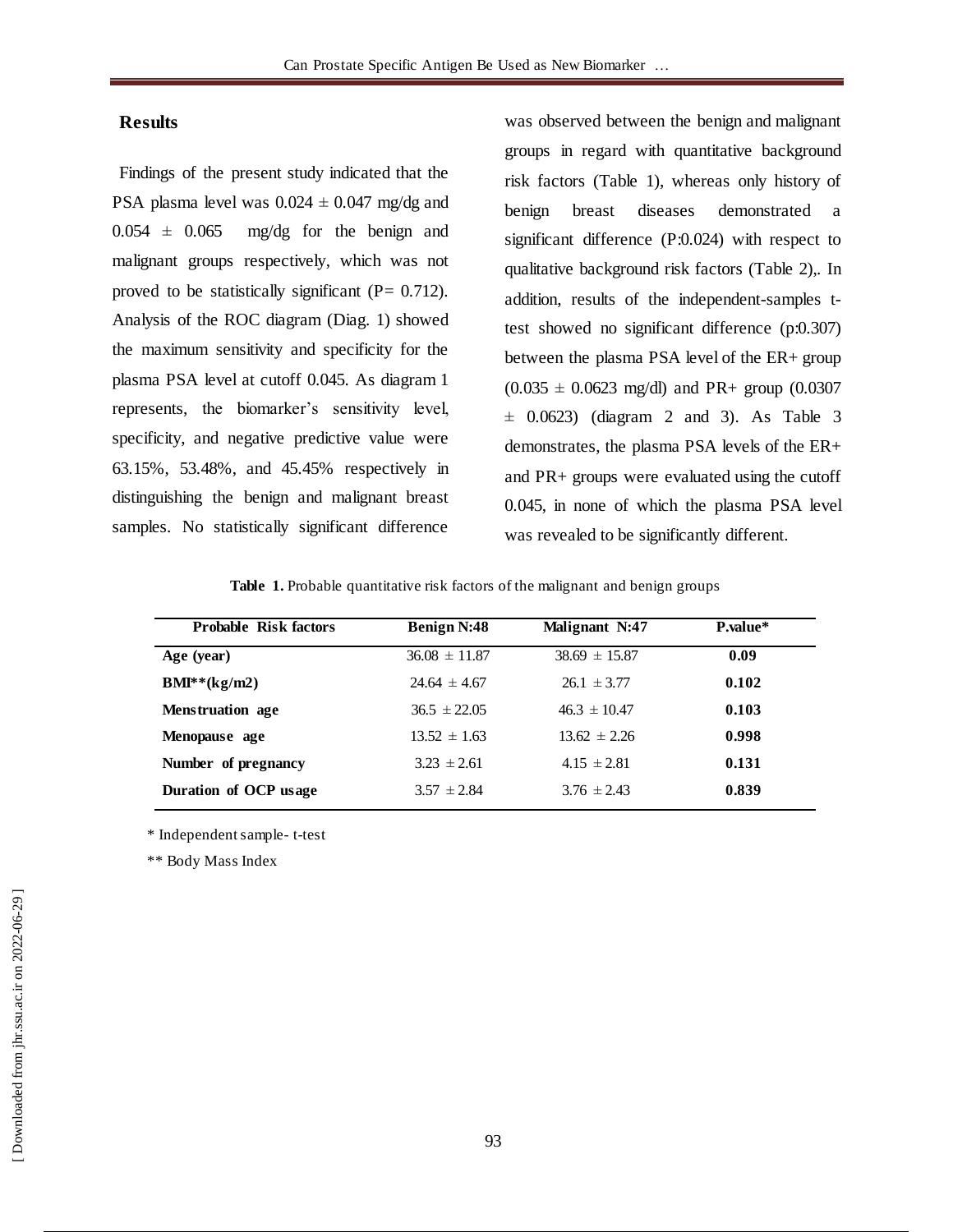## Results

Findings of the present study indicated that the PSA plasma level was 0.024 ± 0.047 mg/dg and 0.054 ± 0.065 mg/dg for the benign and malignant groups respectively, which was not proved to be statistically significant (P= 0.712). Analysis of the ROC diagram (Diag. 1) showed the maximum sensitivity and specificity for the plasma PSA level at cutoff 0.045. As diagram 1 represents, the biomarker's sensitivity level, specificity, and negative predictive value were 63.15%, 53.48%, and 45.45% respectively in distinguishing the benign and malignant breast samples. No statistically significant difference was observed between the benign and malignant groups in regard with quantitative background risk factors (Table 1), whereas only history of benign breast diseases demonstrated a significant difference (P:0.024) with respect to qualitative background risk factors (Table 2),. In addition, results of the independent-samples t-test showed no significant difference (p:0.307) between the plasma PSA level of the ER+ group (0.035 ± 0.0623 mg/dl) and PR+ group (0.0307 ± 0.0623) (diagram 2 and 3). As Table 3 demonstrates, the plasma PSA levels of the ER+ and PR+ groups were evaluated using the cutoff 0.045, in none of which the plasma PSA level was revealed to be significantly different.

**Table 1.** Probable quantitative risk factors of the malignant and benign groups

| Probable Risk factors | Benign N:48 | Malignant N:47 | P.value* |
|---|---|---|---|
| **Age (year)** | 36.08 ± 11.87 | 38.69 ± 15.87 | **0.09** |
| **BMI**(kg/m2)** | 24.64 ± 4.67 | 26.1 ± 3.77 | **0.102** |
| **Menstruation age** | 36.5 ± 22.05 | 46.3 ± 10.47 | **0.103** |
| **Menopause age** | 13.52 ± 1.63 | 13.62 ± 2.26 | **0.998** |
| **Number of pregnancy** | 3.23 ± 2.61 | 4.15 ± 2.81 | **0.131** |
| **Duration of OCP usage** | 3.57 ± 2.84 | 3.76 ± 2.43 | **0.839** |

* Independent sample- t-test

** Body Mass Index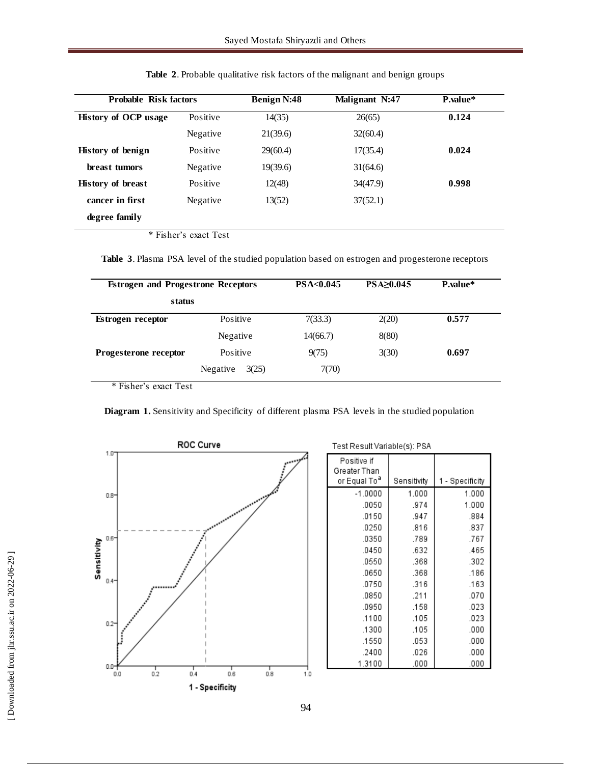**Table 2**. Probable qualitative risk factors of the malignant and benign groups

| Probable Risk factors | | Benign N:48 | Malignant N:47 | P.value* |
|---|---|---|---|---|
| **History of OCP usage** | Positive | 14(35) | 26(65) | **0.124** |
| | Negative | 21(39.6) | 32(60.4) | |
| **History of benign breast tumors** | Positive | 29(60.4) | 17(35.4) | **0.024** |
| | Negative | 19(39.6) | 31(64.6) | |
| **History of breast cancer in first degree family** | Positive | 12(48) | 34(47.9) | **0.998** |
| | Negative | 13(52) | 37(52.1) | |

\* Fisher's exact Test

**Table 3**. Plasma PSA level of the studied population based on estrogen and progesterone receptors

| Estrogen and Progestrone Receptors status | | PSA<0.045 | PSA≥0.045 | P.value* |
|---|---|---|---|---|
| **Estrogen receptor** | Positive | 7(33.3) | 2(20) | **0.577** |
| | Negative | 14(66.7) | 8(80) | |
| **Progesterone receptor** | Positive | 9(75) | 3(30) | **0.697** |
| | Negative | 3(25) | 7(70) | |

\* Fisher's exact Test

**Diagram 1.** Sensitivity and Specificity of different plasma PSA levels in the studied population

Test Result Variable(s): PSA

| Positive if Greater Than or Equal To[a] | Sensitivity | 1 - Specificity |
|---|---|---|
| -1.0000 | 1.000 | 1.000 |
| .0050 | .974 | 1.000 |
| .0150 | .947 | .884 |
| .0250 | .816 | .837 |
| .0350 | .789 | .767 |
| .0450 | .632 | .465 |
| .0550 | .368 | .302 |
| .0650 | .368 | .186 |
| .0750 | .316 | .163 |
| .0850 | .211 | .070 |
| .0950 | .158 | .023 |
| .1100 | .105 | .023 |
| .1300 | .105 | .000 |
| .1550 | .053 | .000 |
| .2400 | .026 | .000 |
| 1.3100 | .000 | .000 |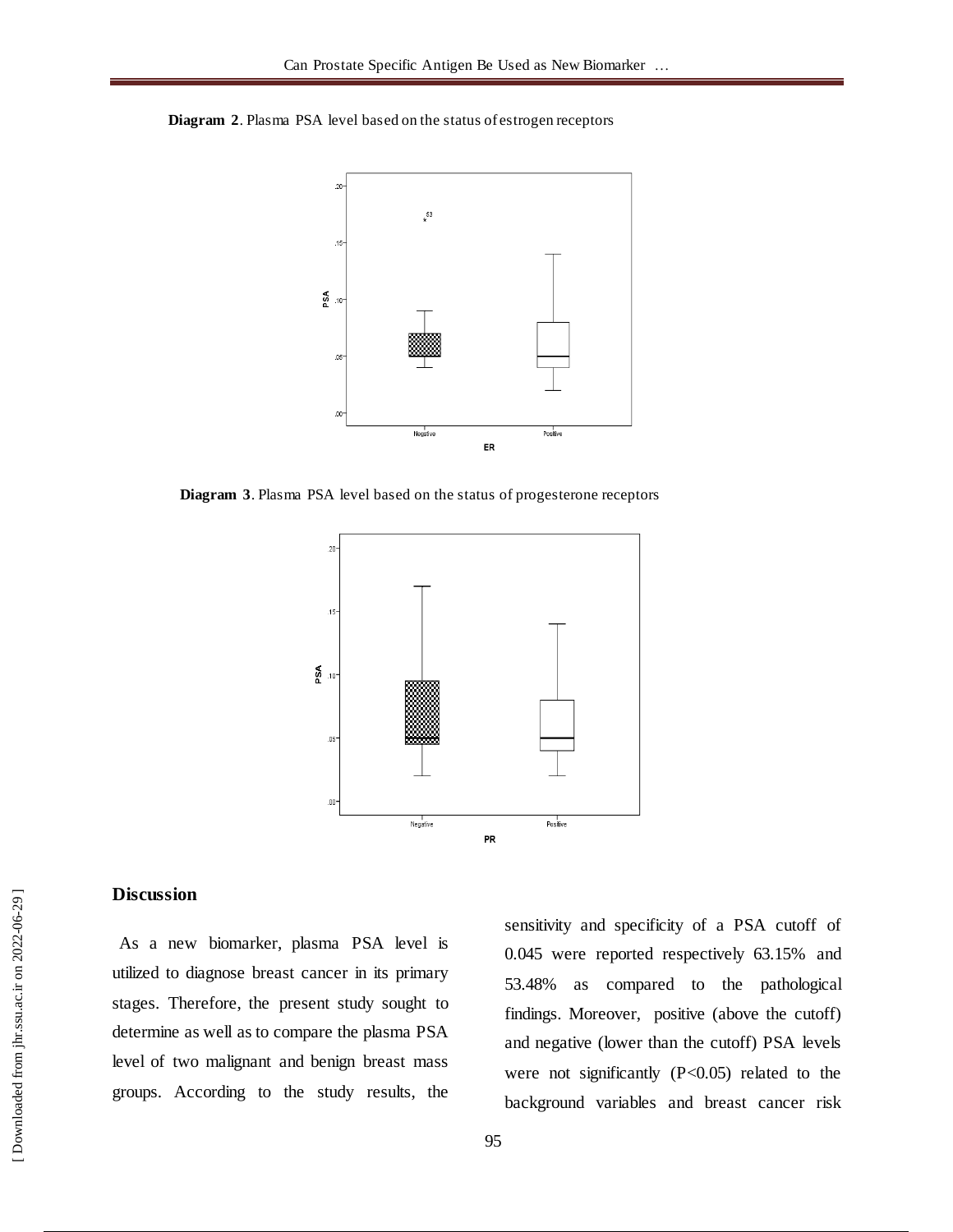**Diagram 2**. Plasma PSA level based on the status of estrogen receptors

**Diagram 3**. Plasma PSA level based on the status of progesterone receptors

## Discussion

As a new biomarker, plasma PSA level is utilized to diagnose breast cancer in its primary stages. Therefore, the present study sought to determine as well as to compare the plasma PSA level of two malignant and benign breast mass groups. According to the study results, the sensitivity and specificity of a PSA cutoff of 0.045 were reported respectively 63.15% and 53.48% as compared to the pathological findings. Moreover, positive (above the cutoff) and negative (lower than the cutoff) PSA levels were not significantly ($P<0.05$) related to the background variables and breast cancer risk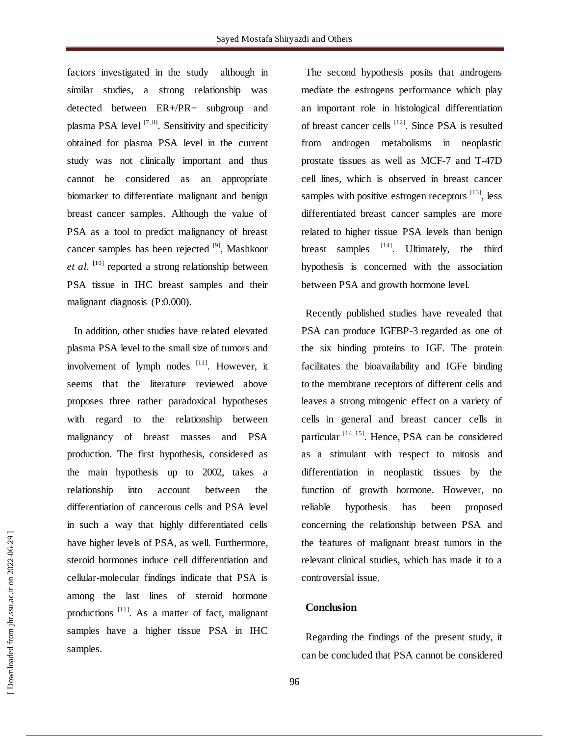factors investigated in the study although in similar studies, a strong relationship was detected between ER+/PR+ subgroup and plasma PSA level [7, 8]. Sensitivity and specificity obtained for plasma PSA level in the current study was not clinically important and thus cannot be considered as an appropriate biomarker to differentiate malignant and benign breast cancer samples. Although the value of PSA as a tool to predict malignancy of breast cancer samples has been rejected [9], Mashkoor *et al.* [10] reported a strong relationship between PSA tissue in IHC breast samples and their malignant diagnosis (P:0.000).

In addition, other studies have related elevated plasma PSA level to the small size of tumors and involvement of lymph nodes [11]. However, it seems that the literature reviewed above proposes three rather paradoxical hypotheses with regard to the relationship between malignancy of breast masses and PSA production. The first hypothesis, considered as the main hypothesis up to 2002, takes a relationship into account between the differentiation of cancerous cells and PSA level in such a way that highly differentiated cells have higher levels of PSA, as well. Furthermore, steroid hormones induce cell differentiation and cellular-molecular findings indicate that PSA is among the last lines of steroid hormone productions [11]. As a matter of fact, malignant samples have a higher tissue PSA in IHC samples.

The second hypothesis posits that androgens mediate the estrogens performance which play an important role in histological differentiation of breast cancer cells [12]. Since PSA is resulted from androgen metabolisms in neoplastic prostate tissues as well as MCF-7 and T-47D cell lines, which is observed in breast cancer samples with positive estrogen receptors [13], less differentiated breast cancer samples are more related to higher tissue PSA levels than benign breast samples [14]. Ultimately, the third hypothesis is concerned with the association between PSA and growth hormone level.

Recently published studies have revealed that PSA can produce IGFBP-3 regarded as one of the six binding proteins to IGF. The protein facilitates the bioavailability and IGFe binding to the membrane receptors of different cells and leaves a strong mitogenic effect on a variety of cells in general and breast cancer cells in particular [14, 15]. Hence, PSA can be considered as a stimulant with respect to mitosis and differentiation in neoplastic tissues by the function of growth hormone. However, no reliable hypothesis has been proposed concerning the relationship between PSA and the features of malignant breast tumors in the relevant clinical studies, which has made it to a controversial issue.

## Conclusion

Regarding the findings of the present study, it can be concluded that PSA cannot be considered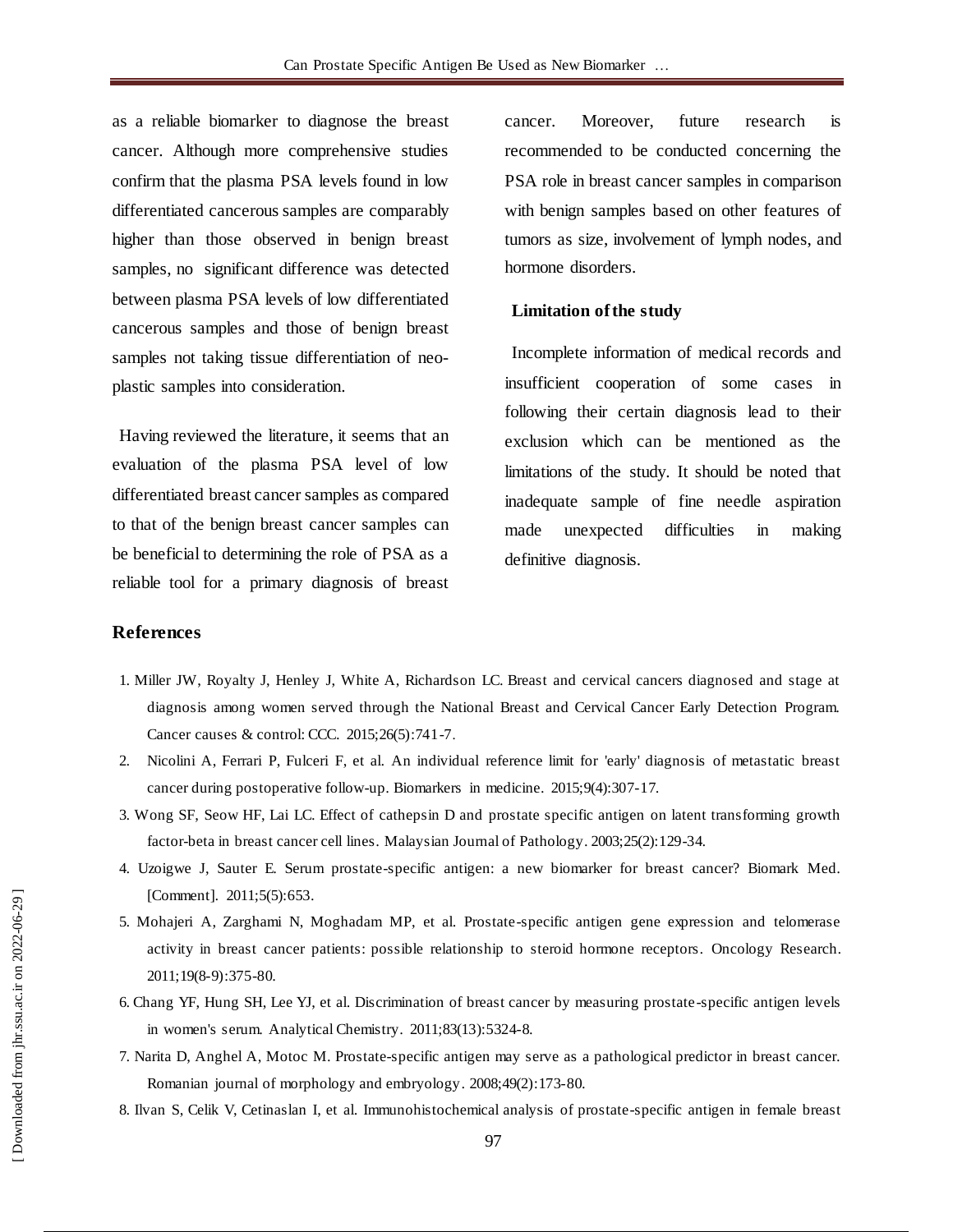as a reliable biomarker to diagnose the breast cancer. Although more comprehensive studies confirm that the plasma PSA levels found in low differentiated cancerous samples are comparably higher than those observed in benign breast samples, no significant difference was detected between plasma PSA levels of low differentiated cancerous samples and those of benign breast samples not taking tissue differentiation of neo-plastic samples into consideration.

Having reviewed the literature, it seems that an evaluation of the plasma PSA level of low differentiated breast cancer samples as compared to that of the benign breast cancer samples can be beneficial to determining the role of PSA as a reliable tool for a primary diagnosis of breast cancer. Moreover, future research is recommended to be conducted concerning the PSA role in breast cancer samples in comparison with benign samples based on other features of tumors as size, involvement of lymph nodes, and hormone disorders.

### Limitation of the study

Incomplete information of medical records and insufficient cooperation of some cases in following their certain diagnosis lead to their exclusion which can be mentioned as the limitations of the study. It should be noted that inadequate sample of fine needle aspiration made unexpected difficulties in making definitive diagnosis.

## References

1. Miller JW, Royalty J, Henley J, White A, Richardson LC. Breast and cervical cancers diagnosed and stage at diagnosis among women served through the National Breast and Cervical Cancer Early Detection Program. Cancer causes & control: CCC. 2015;26(5):741-7.
2. Nicolini A, Ferrari P, Fulceri F, et al. An individual reference limit for 'early' diagnosis of metastatic breast cancer during postoperative follow-up. Biomarkers in medicine. 2015;9(4):307-17.
3. Wong SF, Seow HF, Lai LC. Effect of cathepsin D and prostate specific antigen on latent transforming growth factor-beta in breast cancer cell lines. Malaysian Journal of Pathology. 2003;25(2):129-34.
4. Uzoigwe J, Sauter E. Serum prostate-specific antigen: a new biomarker for breast cancer? Biomark Med. [Comment]. 2011;5(5):653.
5. Mohajeri A, Zarghami N, Moghadam MP, et al. Prostate-specific antigen gene expression and telomerase activity in breast cancer patients: possible relationship to steroid hormone receptors. Oncology Research. 2011;19(8-9):375-80.
6. Chang YF, Hung SH, Lee YJ, et al. Discrimination of breast cancer by measuring prostate-specific antigen levels in women's serum. Analytical Chemistry. 2011;83(13):5324-8.
7. Narita D, Anghel A, Motoc M. Prostate-specific antigen may serve as a pathological predictor in breast cancer. Romanian journal of morphology and embryology. 2008;49(2):173-80.
8. Ilvan S, Celik V, Cetinaslan I, et al. Immunohistochemical analysis of prostate-specific antigen in female breast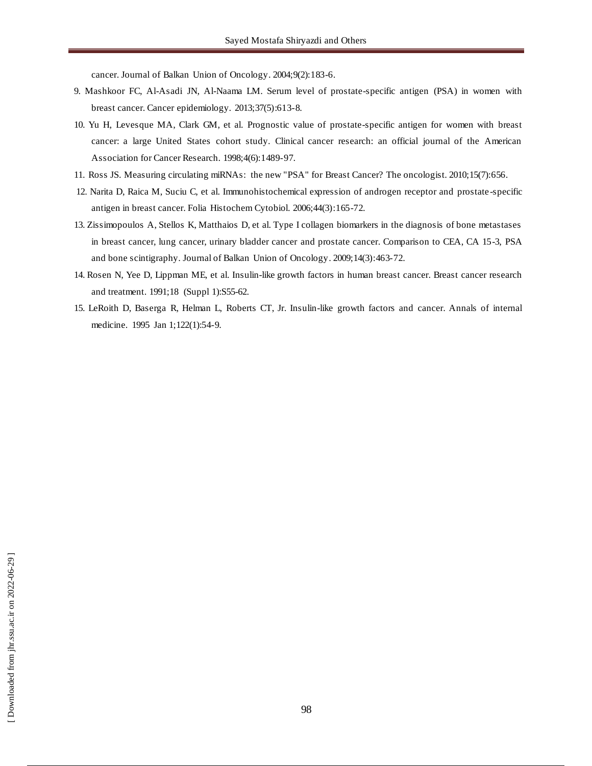cancer. Journal of Balkan Union of Oncology. 2004;9(2):183-6.

9. Mashkoor FC, Al-Asadi JN, Al-Naama LM. Serum level of prostate-specific antigen (PSA) in women with breast cancer. Cancer epidemiology. 2013;37(5):613-8.
10. Yu H, Levesque MA, Clark GM, et al. Prognostic value of prostate-specific antigen for women with breast cancer: a large United States cohort study. Clinical cancer research: an official journal of the American Association for Cancer Research. 1998;4(6):1489-97.
11. Ross JS. Measuring circulating miRNAs: the new "PSA" for Breast Cancer? The oncologist. 2010;15(7):656.
12. Narita D, Raica M, Suciu C, et al. Immunohistochemical expression of androgen receptor and prostate-specific antigen in breast cancer. Folia Histochem Cytobiol. 2006;44(3):165-72.
13. Zissimopoulos A, Stellos K, Matthaios D, et al. Type I collagen biomarkers in the diagnosis of bone metastases in breast cancer, lung cancer, urinary bladder cancer and prostate cancer. Comparison to CEA, CA 15-3, PSA and bone scintigraphy. Journal of Balkan Union of Oncology. 2009;14(3):463-72.
14. Rosen N, Yee D, Lippman ME, et al. Insulin-like growth factors in human breast cancer. Breast cancer research and treatment. 1991;18 (Suppl 1):S55-62.
15. LeRoith D, Baserga R, Helman L, Roberts CT, Jr. Insulin-like growth factors and cancer. Annals of internal medicine. 1995 Jan 1;122(1):54-9.